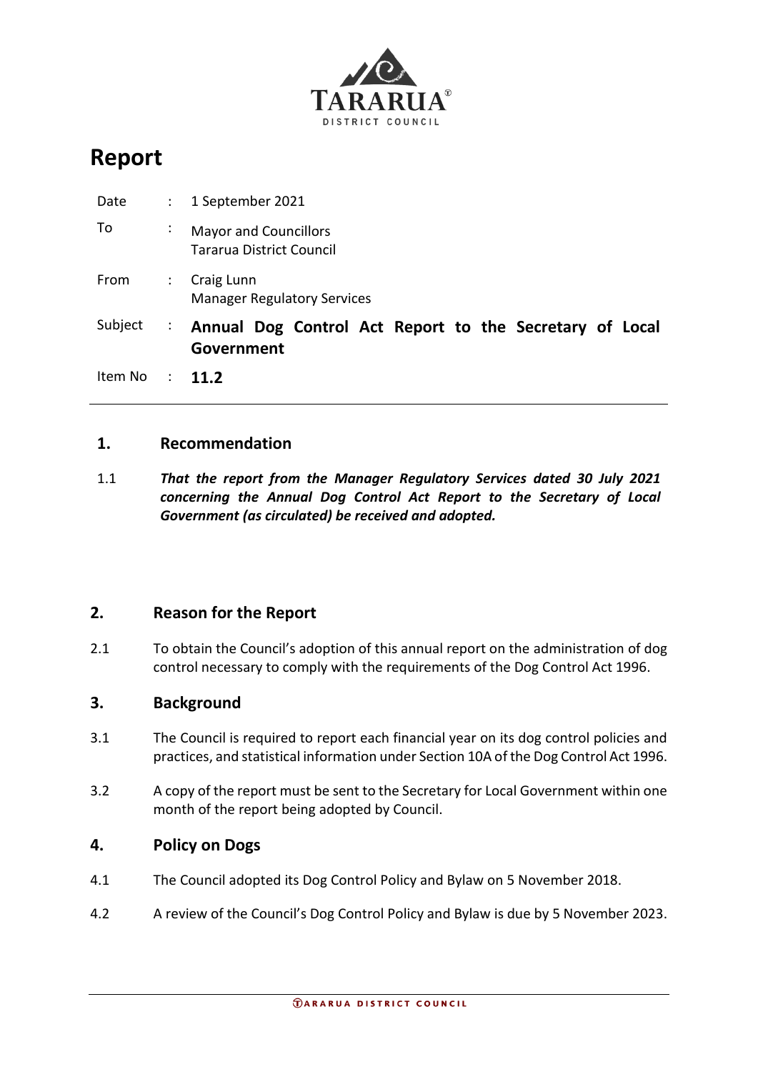# Report

| | | |
|---|---|---|
| Date | : | 1 September 2021 |
| To | : | Mayor and Councillors<br>Tararua District Council |
| From | : | Craig Lunn<br>Manager Regulatory Services |
| Subject | : | **Annual Dog Control Act Report to the Secretary of Local Government** |
| Item No | : | **11.2** |

## 1. Recommendation

1.1 ***That the report from the Manager Regulatory Services dated 30 July 2021 concerning the Annual Dog Control Act Report to the Secretary of Local Government (as circulated) be received and adopted.***

## 2. Reason for the Report

2.1 To obtain the Council's adoption of this annual report on the administration of dog control necessary to comply with the requirements of the Dog Control Act 1996.

## 3. Background

3.1 The Council is required to report each financial year on its dog control policies and practices, and statistical information under Section 10A of the Dog Control Act 1996.

3.2 A copy of the report must be sent to the Secretary for Local Government within one month of the report being adopted by Council.

## 4. Policy on Dogs

4.1 The Council adopted its Dog Control Policy and Bylaw on 5 November 2018.

4.2 A review of the Council's Dog Control Policy and Bylaw is due by 5 November 2023.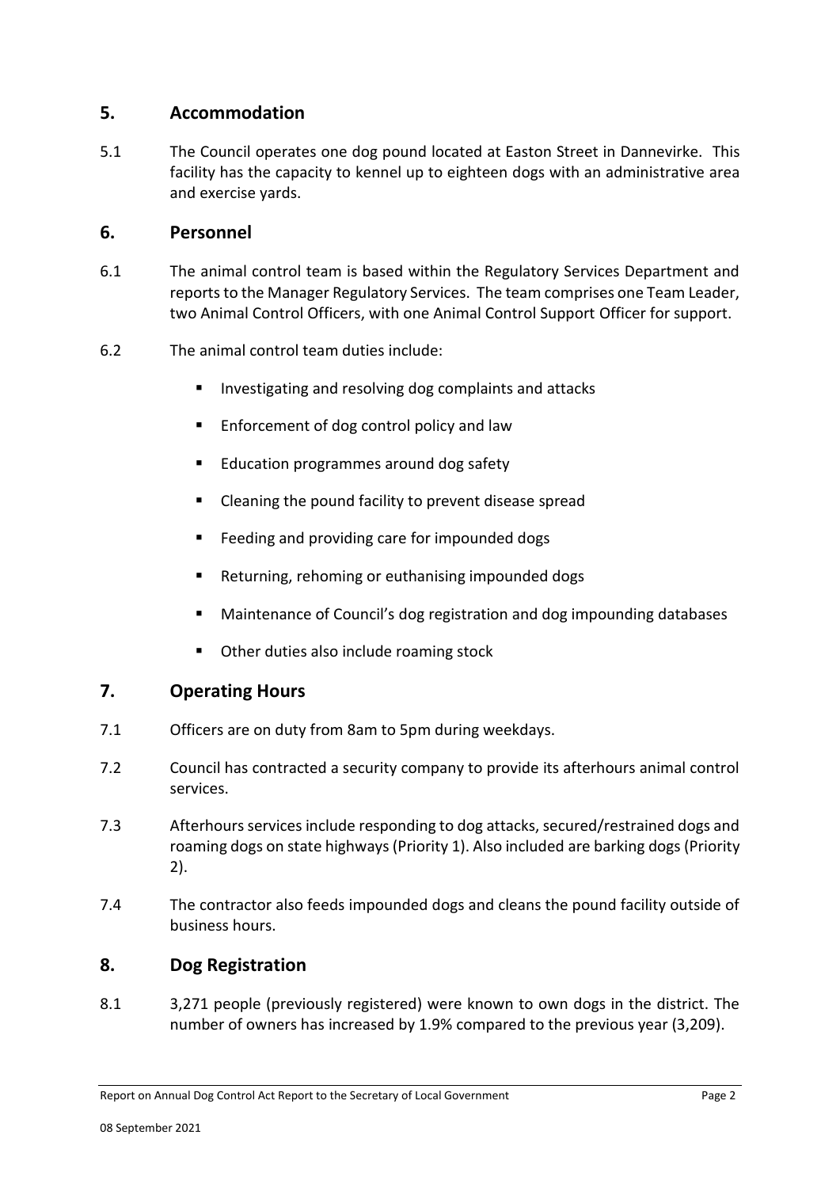## 5. Accommodation

5.1 The Council operates one dog pound located at Easton Street in Dannevirke. This facility has the capacity to kennel up to eighteen dogs with an administrative area and exercise yards.

## 6. Personnel

6.1 The animal control team is based within the Regulatory Services Department and reports to the Manager Regulatory Services. The team comprises one Team Leader, two Animal Control Officers, with one Animal Control Support Officer for support.

6.2 The animal control team duties include:

- Investigating and resolving dog complaints and attacks
- Enforcement of dog control policy and law
- Education programmes around dog safety
- Cleaning the pound facility to prevent disease spread
- Feeding and providing care for impounded dogs
- Returning, rehoming or euthanising impounded dogs
- Maintenance of Council's dog registration and dog impounding databases
- Other duties also include roaming stock

## 7. Operating Hours

7.1 Officers are on duty from 8am to 5pm during weekdays.

7.2 Council has contracted a security company to provide its afterhours animal control services.

7.3 Afterhours services include responding to dog attacks, secured/restrained dogs and roaming dogs on state highways (Priority 1). Also included are barking dogs (Priority 2).

7.4 The contractor also feeds impounded dogs and cleans the pound facility outside of business hours.

## 8. Dog Registration

8.1 3,271 people (previously registered) were known to own dogs in the district. The number of owners has increased by 1.9% compared to the previous year (3,209).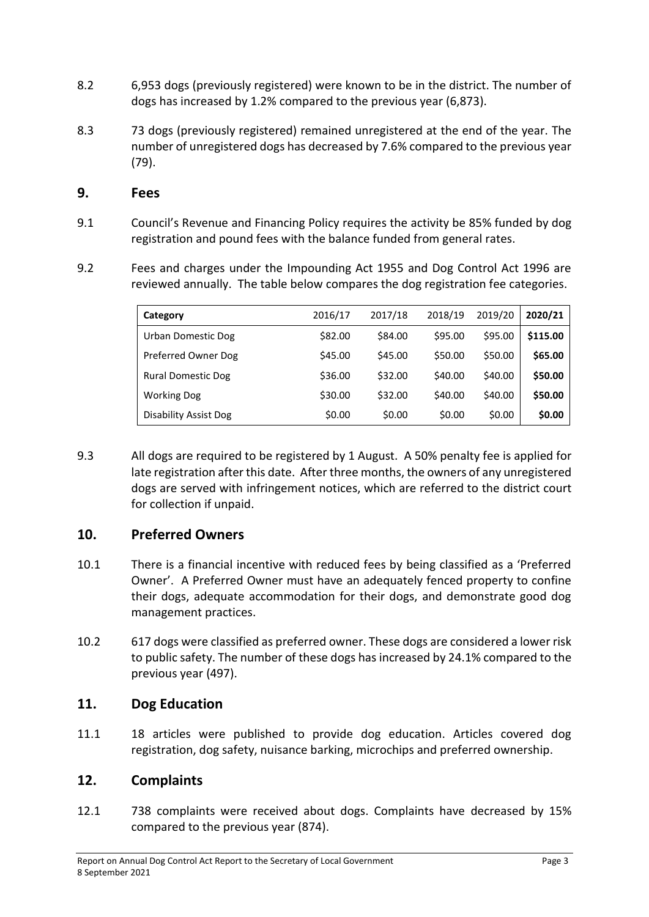8.2 6,953 dogs (previously registered) were known to be in the district. The number of dogs has increased by 1.2% compared to the previous year (6,873).

8.3 73 dogs (previously registered) remained unregistered at the end of the year. The number of unregistered dogs has decreased by 7.6% compared to the previous year (79).

## 9. Fees

9.1 Council's Revenue and Financing Policy requires the activity be 85% funded by dog registration and pound fees with the balance funded from general rates.

9.2 Fees and charges under the Impounding Act 1955 and Dog Control Act 1996 are reviewed annually. The table below compares the dog registration fee categories.

| Category | 2016/17 | 2017/18 | 2018/19 | 2019/20 | **2020/21** |
|---|---|---|---|---|---|
| Urban Domestic Dog | $82.00 | $84.00 | $95.00 | $95.00 | **$115.00** |
| Preferred Owner Dog | $45.00 | $45.00 | $50.00 | $50.00 | **$65.00** |
| Rural Domestic Dog | $36.00 | $32.00 | $40.00 | $40.00 | **$50.00** |
| Working Dog | $30.00 | $32.00 | $40.00 | $40.00 | **$50.00** |
| Disability Assist Dog | $0.00 | $0.00 | $0.00 | $0.00 | **$0.00** |

9.3 All dogs are required to be registered by 1 August. A 50% penalty fee is applied for late registration after this date. After three months, the owners of any unregistered dogs are served with infringement notices, which are referred to the district court for collection if unpaid.

## 10. Preferred Owners

10.1 There is a financial incentive with reduced fees by being classified as a 'Preferred Owner'. A Preferred Owner must have an adequately fenced property to confine their dogs, adequate accommodation for their dogs, and demonstrate good dog management practices.

10.2 617 dogs were classified as preferred owner. These dogs are considered a lower risk to public safety. The number of these dogs has increased by 24.1% compared to the previous year (497).

## 11. Dog Education

11.1 18 articles were published to provide dog education. Articles covered dog registration, dog safety, nuisance barking, microchips and preferred ownership.

## 12. Complaints

12.1 738 complaints were received about dogs. Complaints have decreased by 15% compared to the previous year (874).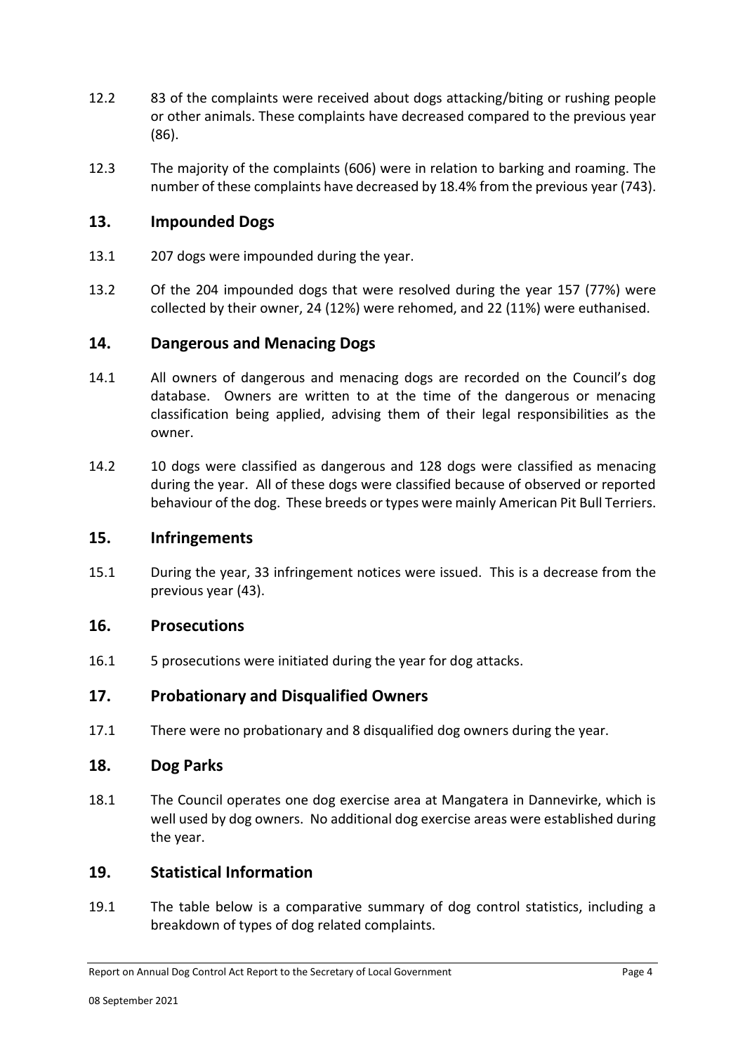12.2 83 of the complaints were received about dogs attacking/biting or rushing people or other animals. These complaints have decreased compared to the previous year (86).

12.3 The majority of the complaints (606) were in relation to barking and roaming. The number of these complaints have decreased by 18.4% from the previous year (743).

## 13. Impounded Dogs

13.1 207 dogs were impounded during the year.

13.2 Of the 204 impounded dogs that were resolved during the year 157 (77%) were collected by their owner, 24 (12%) were rehomed, and 22 (11%) were euthanised.

## 14. Dangerous and Menacing Dogs

14.1 All owners of dangerous and menacing dogs are recorded on the Council's dog database. Owners are written to at the time of the dangerous or menacing classification being applied, advising them of their legal responsibilities as the owner.

14.2 10 dogs were classified as dangerous and 128 dogs were classified as menacing during the year. All of these dogs were classified because of observed or reported behaviour of the dog. These breeds or types were mainly American Pit Bull Terriers.

## 15. Infringements

15.1 During the year, 33 infringement notices were issued. This is a decrease from the previous year (43).

## 16. Prosecutions

16.1 5 prosecutions were initiated during the year for dog attacks.

## 17. Probationary and Disqualified Owners

17.1 There were no probationary and 8 disqualified dog owners during the year.

## 18. Dog Parks

18.1 The Council operates one dog exercise area at Mangatera in Dannevirke, which is well used by dog owners. No additional dog exercise areas were established during the year.

## 19. Statistical Information

19.1 The table below is a comparative summary of dog control statistics, including a breakdown of types of dog related complaints.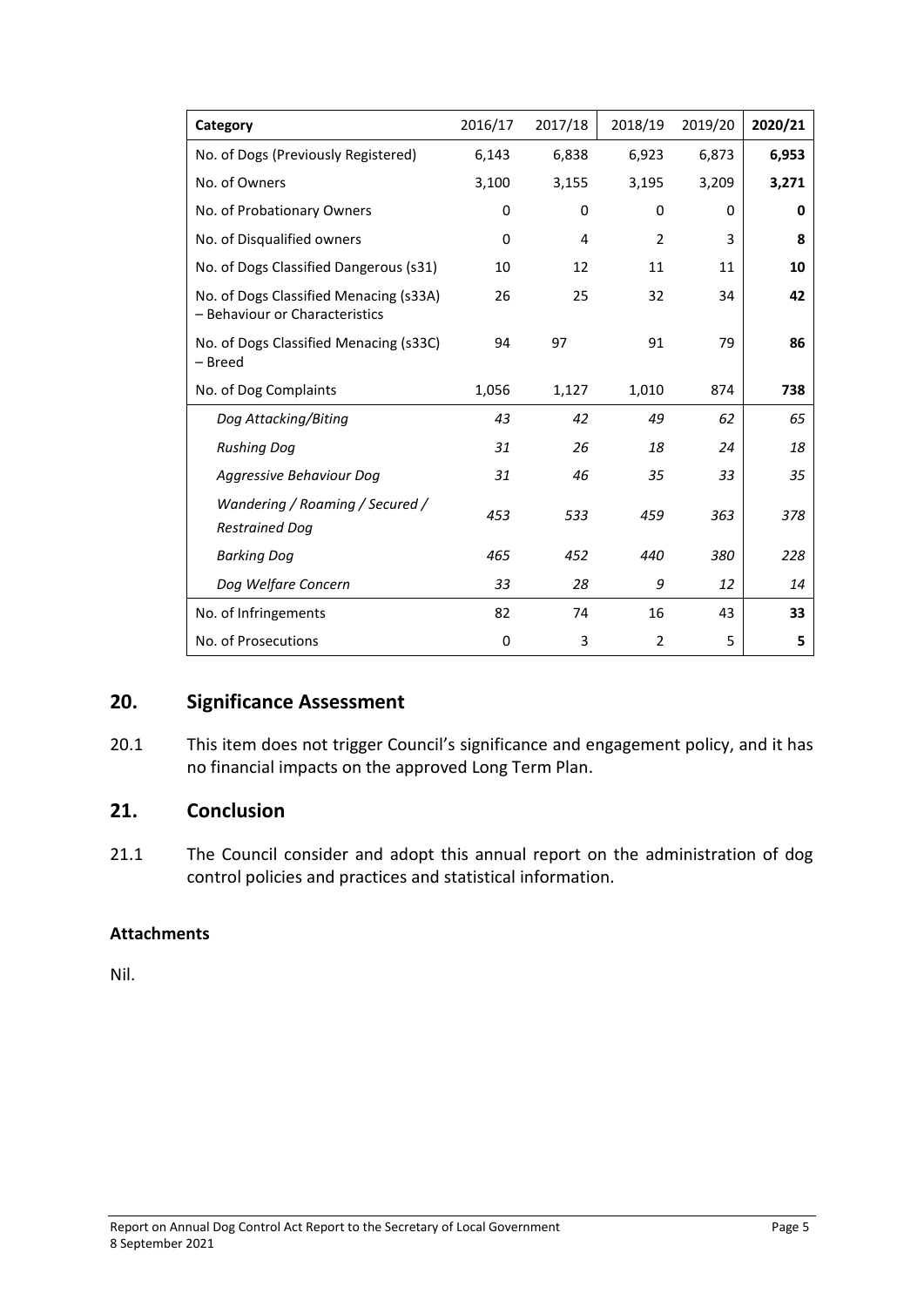| Category | 2016/17 | 2017/18 | 2018/19 | 2019/20 | **2020/21** |
|---|---|---|---|---|---|
| No. of Dogs (Previously Registered) | 6,143 | 6,838 | 6,923 | 6,873 | **6,953** |
| No. of Owners | 3,100 | 3,155 | 3,195 | 3,209 | **3,271** |
| No. of Probationary Owners | 0 | 0 | 0 | 0 | **0** |
| No. of Disqualified owners | 0 | 4 | 2 | 3 | **8** |
| No. of Dogs Classified Dangerous (s31) | 10 | 12 | 11 | 11 | **10** |
| No. of Dogs Classified Menacing (s33A) – Behaviour or Characteristics | 26 | 25 | 32 | 34 | **42** |
| No. of Dogs Classified Menacing (s33C) – Breed | 94 | 97 | 91 | 79 | **86** |
| No. of Dog Complaints | 1,056 | 1,127 | 1,010 | 874 | **738** |
| *Dog Attacking/Biting* | *43* | *42* | *49* | *62* | *65* |
| *Rushing Dog* | *31* | *26* | *18* | *24* | *18* |
| *Aggressive Behaviour Dog* | *31* | *46* | *35* | *33* | *35* |
| *Wandering / Roaming / Secured / Restrained Dog* | *453* | *533* | *459* | *363* | *378* |
| *Barking Dog* | *465* | *452* | *440* | *380* | *228* |
| *Dog Welfare Concern* | *33* | *28* | *9* | *12* | *14* |
| No. of Infringements | 82 | 74 | 16 | 43 | **33** |
| No. of Prosecutions | 0 | 3 | 2 | 5 | **5** |

## 20. Significance Assessment

20.1 This item does not trigger Council's significance and engagement policy, and it has no financial impacts on the approved Long Term Plan.

## 21. Conclusion

21.1 The Council consider and adopt this annual report on the administration of dog control policies and practices and statistical information.

**Attachments**

Nil.